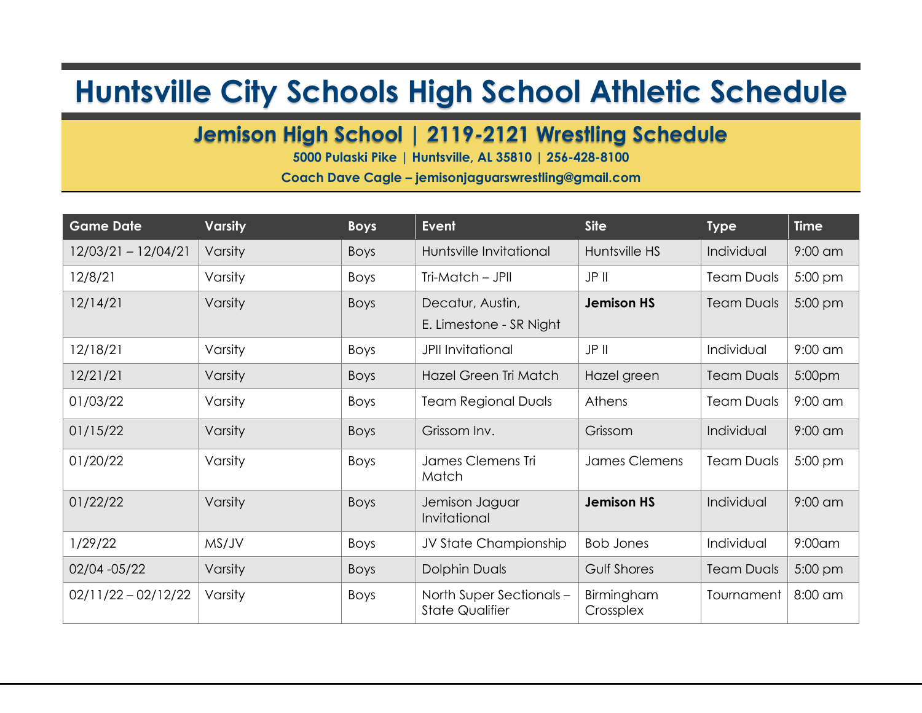# Huntsville City Schools High School Athletic Schedule

## Jemison High School | 2119-2121 Wrestling Schedule

**5000 Pulaski Pike | Huntsville, AL 35810 | 256-428-8100**

**Coach Dave Cagle – jemisonjaguarswrestling@gmail.com**

| Game Date | Varsity | Boys | Event | Site | Type | Time |
|---|---|---|---|---|---|---|
| 12/03/21 – 12/04/21 | Varsity | Boys | Huntsville Invitational | Huntsville HS | Individual | 9:00 am |
| 12/8/21 | Varsity | Boys | Tri-Match – JPII | JP II | Team Duals | 5:00 pm |
| 12/14/21 | Varsity | Boys | Decatur, Austin, E. Limestone - SR Night | **Jemison HS** | Team Duals | 5:00 pm |
| 12/18/21 | Varsity | Boys | JPII Invitational | JP II | Individual | 9:00 am |
| 12/21/21 | Varsity | Boys | Hazel Green Tri Match | Hazel green | Team Duals | 5:00pm |
| 01/03/22 | Varsity | Boys | Team Regional Duals | Athens | Team Duals | 9:00 am |
| 01/15/22 | Varsity | Boys | Grissom Inv. | Grissom | Individual | 9:00 am |
| 01/20/22 | Varsity | Boys | James Clemens Tri Match | James Clemens | Team Duals | 5:00 pm |
| 01/22/22 | Varsity | Boys | Jemison Jaguar Invitational | **Jemison HS** | Individual | 9:00 am |
| 1/29/22 | MS/JV | Boys | JV State Championship | Bob Jones | Individual | 9:00am |
| 02/04 -05/22 | Varsity | Boys | Dolphin Duals | Gulf Shores | Team Duals | 5:00 pm |
| 02/11/22 – 02/12/22 | Varsity | Boys | North Super Sectionals – State Qualifier | Birmingham Crossplex | Tournament | 8:00 am |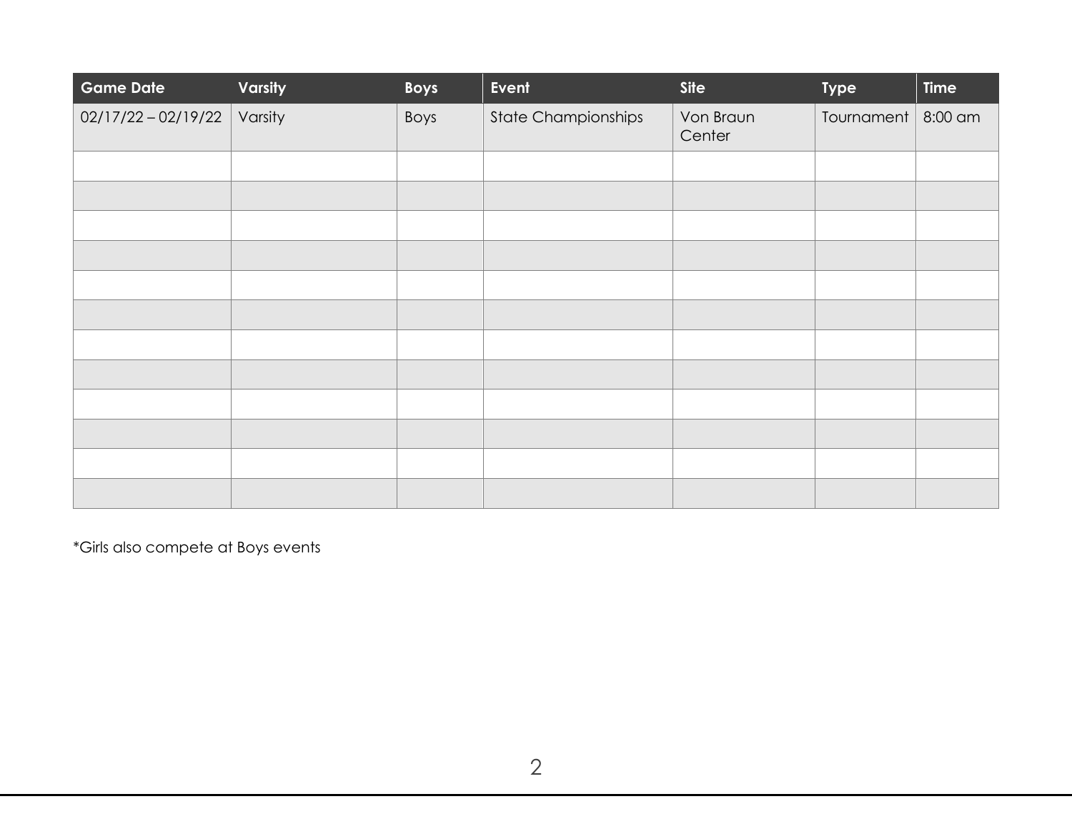| Game Date | Varsity | Boys | Event | Site | Type | Time |
|---|---|---|---|---|---|---|
| 02/17/22 – 02/19/22 | Varsity | Boys | State Championships | Von Braun Center | Tournament | 8:00 am |
| | | | | | | |
| | | | | | | |
| | | | | | | |
| | | | | | | |
| | | | | | | |
| | | | | | | |
| | | | | | | |
| | | | | | | |
| | | | | | | |
| | | | | | | |
| | | | | | | |
| | | | | | | |

*Girls also compete at Boys events